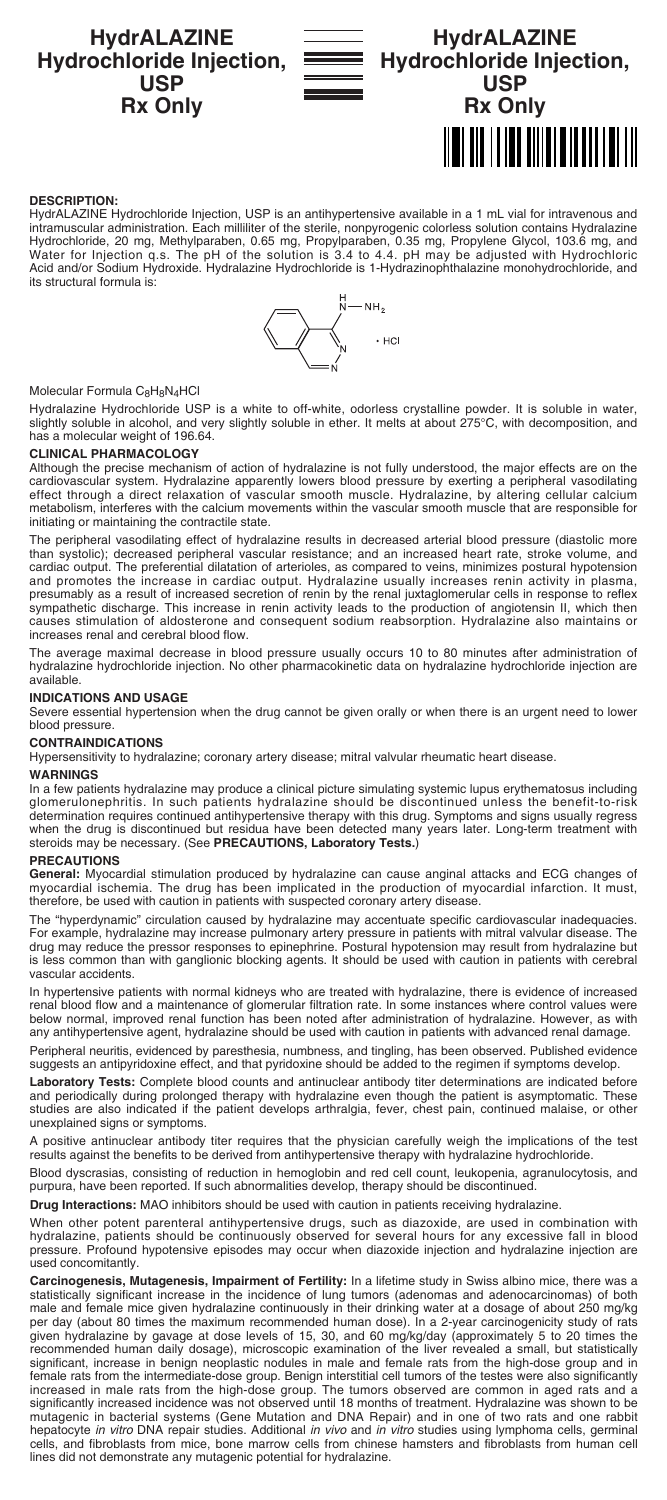# HydrALAZINE Hydrochloride Injection, USP
**Rx Only**

## DESCRIPTION:

HydrALAZINE Hydrochloride Injection, USP is an antihypertensive available in a 1 mL vial for intravenous and intramuscular administration. Each milliliter of the sterile, nonpyrogenic colorless solution contains Hydralazine Hydrochloride, 20 mg, Methylparaben, 0.65 mg, Propylparaben, 0.35 mg, Propylene Glycol, 103.6 mg, and Water for Injection q.s. The pH of the solution is 3.4 to 4.4. pH may be adjusted with Hydrochloric Acid and/or Sodium Hydroxide. Hydralazine Hydrochloride is 1-Hydrazinophthalazine monohydrochloride, and its structural formula is:

Molecular Formula $C_8H_8N_4HCl$

Hydralazine Hydrochloride USP is a white to off-white, odorless crystalline powder. It is soluble in water, slightly soluble in alcohol, and very slightly soluble in ether. It melts at about 275°C, with decomposition, and has a molecular weight of 196.64.

## CLINICAL PHARMACOLOGY

Although the precise mechanism of action of hydralazine is not fully understood, the major effects are on the cardiovascular system. Hydralazine apparently lowers blood pressure by exerting a peripheral vasodilating effect through a direct relaxation of vascular smooth muscle. Hydralazine, by altering cellular calcium metabolism, interferes with the calcium movements within the vascular smooth muscle that are responsible for initiating or maintaining the contractile state.

The peripheral vasodilating effect of hydralazine results in decreased arterial blood pressure (diastolic more than systolic); decreased peripheral vascular resistance; and an increased heart rate, stroke volume, and cardiac output. The preferential dilatation of arterioles, as compared to veins, minimizes postural hypotension and promotes the increase in cardiac output. Hydralazine usually increases renin activity in plasma, presumably as a result of increased secretion of renin by the renal juxtaglomerular cells in response to reflex sympathetic discharge. This increase in renin activity leads to the production of angiotensin II, which then causes stimulation of aldosterone and consequent sodium reabsorption. Hydralazine also maintains or increases renal and cerebral blood flow.

The average maximal decrease in blood pressure usually occurs 10 to 80 minutes after administration of hydralazine hydrochloride injection. No other pharmacokinetic data on hydralazine hydrochloride injection are available.

## INDICATIONS AND USAGE

Severe essential hypertension when the drug cannot be given orally or when there is an urgent need to lower blood pressure.

## CONTRAINDICATIONS

Hypersensitivity to hydralazine; coronary artery disease; mitral valvular rheumatic heart disease.

## WARNINGS

In a few patients hydralazine may produce a clinical picture simulating systemic lupus erythematosus including glomerulonephritis. In such patients hydralazine should be discontinued unless the benefit-to-risk determination requires continued antihypertensive therapy with this drug. Symptoms and signs usually regress when the drug is discontinued but residua have been detected many years later. Long-term treatment with steroids may be necessary. (See **PRECAUTIONS, Laboratory Tests.**)

## PRECAUTIONS

**General:** Myocardial stimulation produced by hydralazine can cause anginal attacks and ECG changes of myocardial ischemia. The drug has been implicated in the production of myocardial infarction. It must, therefore, be used with caution in patients with suspected coronary artery disease.

The "hyperdynamic" circulation caused by hydralazine may accentuate specific cardiovascular inadequacies. For example, hydralazine may increase pulmonary artery pressure in patients with mitral valvular disease. The drug may reduce the pressor responses to epinephrine. Postural hypotension may result from hydralazine but is less common than with ganglionic blocking agents. It should be used with caution in patients with cerebral vascular accidents.

In hypertensive patients with normal kidneys who are treated with hydralazine, there is evidence of increased renal blood flow and a maintenance of glomerular filtration rate. In some instances where control values were below normal, improved renal function has been noted after administration of hydralazine. However, as with any antihypertensive agent, hydralazine should be used with caution in patients with advanced renal damage.

Peripheral neuritis, evidenced by paresthesia, numbness, and tingling, has been observed. Published evidence suggests an antipyridoxine effect, and that pyridoxine should be added to the regimen if symptoms develop.

**Laboratory Tests:** Complete blood counts and antinuclear antibody titer determinations are indicated before and periodically during prolonged therapy with hydralazine even though the patient is asymptomatic. These studies are also indicated if the patient develops arthralgia, fever, chest pain, continued malaise, or other unexplained signs or symptoms.

A positive antinuclear antibody titer requires that the physician carefully weigh the implications of the test results against the benefits to be derived from antihypertensive therapy with hydralazine hydrochloride.

Blood dyscrasias, consisting of reduction in hemoglobin and red cell count, leukopenia, agranulocytosis, and purpura, have been reported. If such abnormalities develop, therapy should be discontinued.

**Drug Interactions:** MAO inhibitors should be used with caution in patients receiving hydralazine.

When other potent parenteral antihypertensive drugs, such as diazoxide, are used in combination with hydralazine, patients should be continuously observed for several hours for any excessive fall in blood pressure. Profound hypotensive episodes may occur when diazoxide injection and hydralazine injection are used concomitantly.

**Carcinogenesis, Mutagenesis, Impairment of Fertility:** In a lifetime study in Swiss albino mice, there was a statistically significant increase in the incidence of lung tumors (adenomas and adenocarcinomas) of both male and female mice given hydralazine continuously in their drinking water at a dosage of about 250 mg/kg per day (about 80 times the maximum recommended human dose). In a 2-year carcinogenicity study of rats given hydralazine by gavage at dose levels of 15, 30, and 60 mg/kg/day (approximately 5 to 20 times the recommended human daily dosage), microscopic examination of the liver revealed a small, but statistically significant, increase in benign neoplastic nodules in male and female rats from the high-dose group and in female rats from the intermediate-dose group. Benign interstitial cell tumors of the testes were also significantly increased in male rats from the high-dose group. The tumors observed are common in aged rats and a significantly increased incidence was not observed until 18 months of treatment. Hydralazine was shown to be mutagenic in bacterial systems (Gene Mutation and DNA Repair) and in one of two rats and one rabbit hepatocyte *in vitro* DNA repair studies. Additional *in vivo* and *in vitro* studies using lymphoma cells, germinal cells, and fibroblasts from mice, bone marrow cells from chinese hamsters and fibroblasts from human cell lines did not demonstrate any mutagenic potential for hydralazine.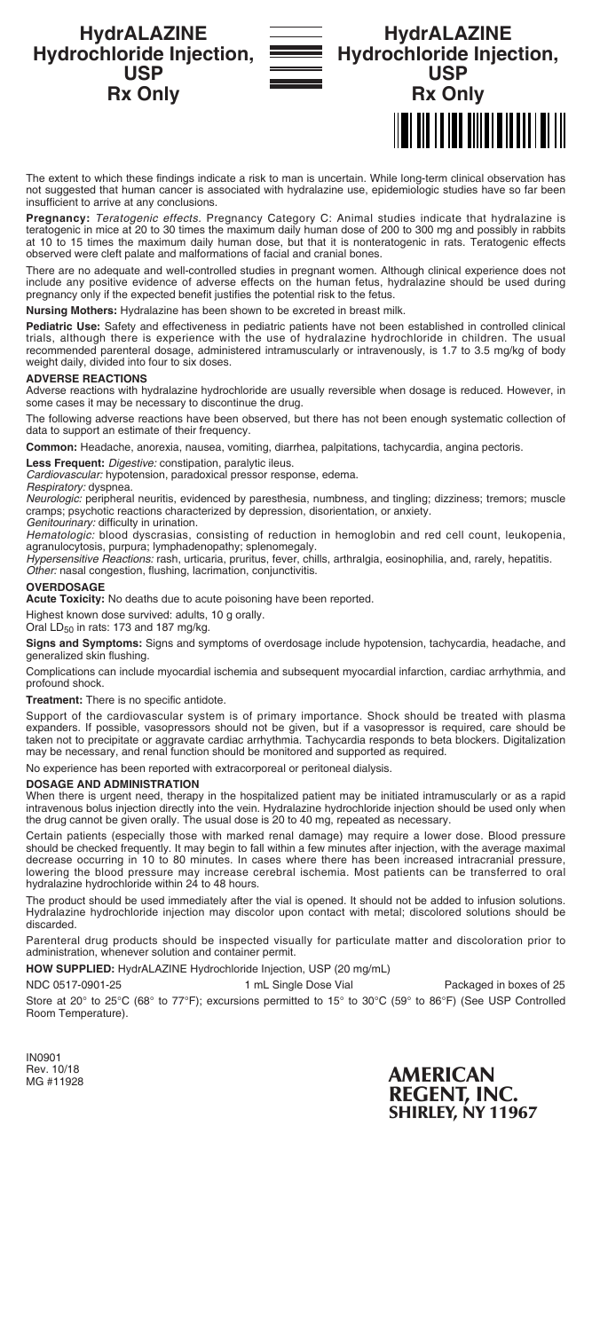# HydrALAZINE Hydrochloride Injection, USP

**Rx Only**

The extent to which these findings indicate a risk to man is uncertain. While long-term clinical observation has not suggested that human cancer is associated with hydralazine use, epidemiologic studies have so far been insufficient to arrive at any conclusions.

**Pregnancy:** *Teratogenic effects.* Pregnancy Category C: Animal studies indicate that hydralazine is teratogenic in mice at 20 to 30 times the maximum daily human dose of 200 to 300 mg and possibly in rabbits at 10 to 15 times the maximum daily human dose, but that it is nonteratogenic in rats. Teratogenic effects observed were cleft palate and malformations of facial and cranial bones.

There are no adequate and well-controlled studies in pregnant women. Although clinical experience does not include any positive evidence of adverse effects on the human fetus, hydralazine should be used during pregnancy only if the expected benefit justifies the potential risk to the fetus.

**Nursing Mothers:** Hydralazine has been shown to be excreted in breast milk.

**Pediatric Use:** Safety and effectiveness in pediatric patients have not been established in controlled clinical trials, although there is experience with the use of hydralazine hydrochloride in children. The usual recommended parenteral dosage, administered intramuscularly or intravenously, is 1.7 to 3.5 mg/kg of body weight daily, divided into four to six doses.

## ADVERSE REACTIONS

Adverse reactions with hydralazine hydrochloride are usually reversible when dosage is reduced. However, in some cases it may be necessary to discontinue the drug.

The following adverse reactions have been observed, but there has not been enough systematic collection of data to support an estimate of their frequency.

**Common:** Headache, anorexia, nausea, vomiting, diarrhea, palpitations, tachycardia, angina pectoris.

**Less Frequent:** *Digestive:* constipation, paralytic ileus.

*Cardiovascular:* hypotension, paradoxical pressor response, edema.

*Respiratory:* dyspnea.

*Neurologic:* peripheral neuritis, evidenced by paresthesia, numbness, and tingling; dizziness; tremors; muscle cramps; psychotic reactions characterized by depression, disorientation, or anxiety.

*Genitourinary:* difficulty in urination.

*Hematologic:* blood dyscrasias, consisting of reduction in hemoglobin and red cell count, leukopenia, agranulocytosis, purpura; lymphadenopathy; splenomegaly.

*Hypersensitive Reactions:* rash, urticaria, pruritus, fever, chills, arthralgia, eosinophilia, and, rarely, hepatitis.

*Other:* nasal congestion, flushing, lacrimation, conjunctivitis.

## OVERDOSAGE

**Acute Toxicity:** No deaths due to acute poisoning have been reported.

Highest known dose survived: adults, 10 g orally.

Oral $LD_{50}$ in rats: 173 and 187 mg/kg.

**Signs and Symptoms:** Signs and symptoms of overdosage include hypotension, tachycardia, headache, and generalized skin flushing.

Complications can include myocardial ischemia and subsequent myocardial infarction, cardiac arrhythmia, and profound shock.

**Treatment:** There is no specific antidote.

Support of the cardiovascular system is of primary importance. Shock should be treated with plasma expanders. If possible, vasopressors should not be given, but if a vasopressor is required, care should be taken not to precipitate or aggravate cardiac arrhythmia. Tachycardia responds to beta blockers. Digitalization may be necessary, and renal function should be monitored and supported as required.

No experience has been reported with extracorporeal or peritoneal dialysis.

## DOSAGE AND ADMINISTRATION

When there is urgent need, therapy in the hospitalized patient may be initiated intramuscularly or as a rapid intravenous bolus injection directly into the vein. Hydralazine hydrochloride injection should be used only when the drug cannot be given orally. The usual dose is 20 to 40 mg, repeated as necessary.

Certain patients (especially those with marked renal damage) may require a lower dose. Blood pressure should be checked frequently. It may begin to fall within a few minutes after injection, with the average maximal decrease occurring in 10 to 80 minutes. In cases where there has been increased intracranial pressure, lowering the blood pressure may increase cerebral ischemia. Most patients can be transferred to oral hydralazine hydrochloride within 24 to 48 hours.

The product should be used immediately after the vial is opened. It should not be added to infusion solutions. Hydralazine hydrochloride injection may discolor upon contact with metal; discolored solutions should be discarded.

Parenteral drug products should be inspected visually for particulate matter and discoloration prior to administration, whenever solution and container permit.

**HOW SUPPLIED:** HydrALAZINE Hydrochloride Injection, USP (20 mg/mL)

| | | |
|---|---|---|
| NDC 0517-0901-25 | 1 mL Single Dose Vial | Packaged in boxes of 25 |

Store at 20° to 25°C (68° to 77°F); excursions permitted to 15° to 30°C (59° to 86°F) (See USP Controlled Room Temperature).

IN0901
Rev. 10/18
MG #11928

**AMERICAN REGENT, INC.**
**SHIRLEY, NY 11967**